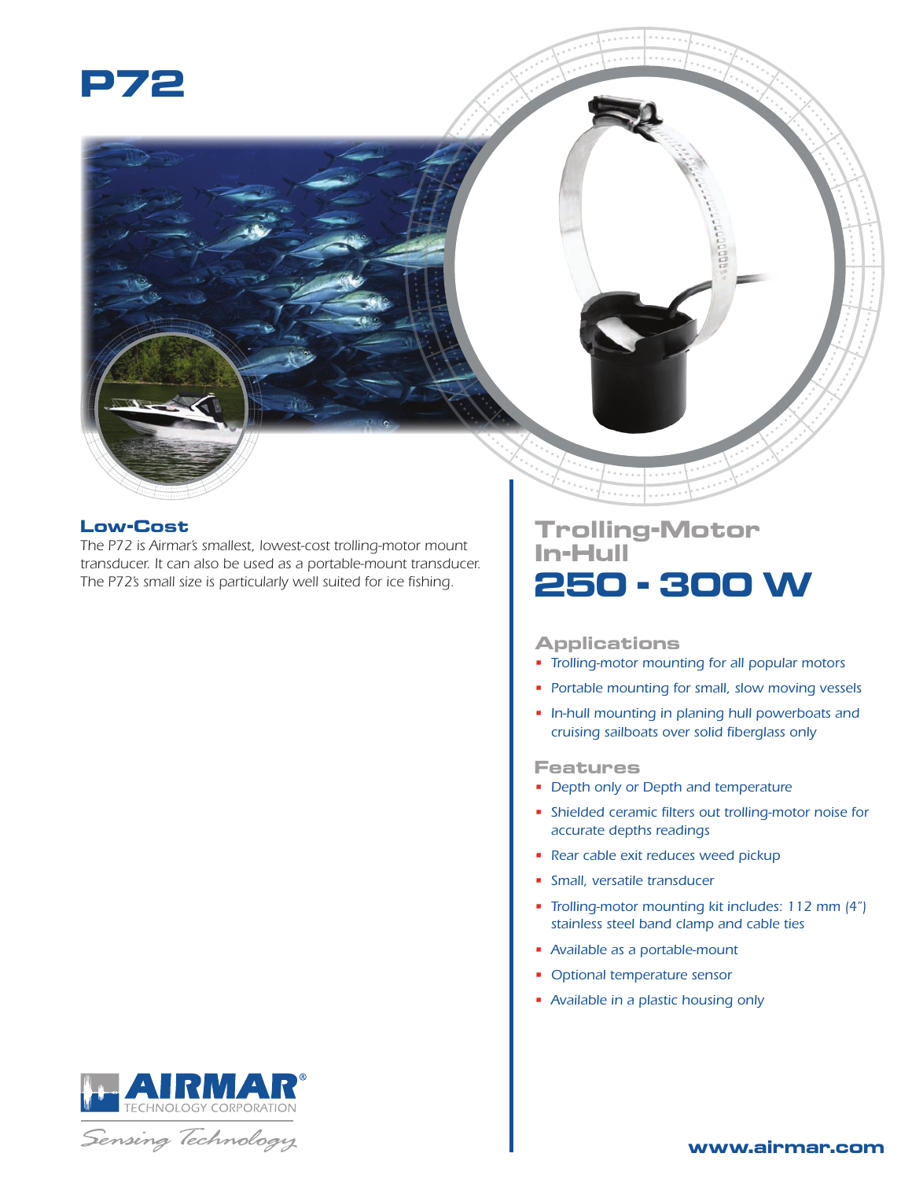# P72

## Low-Cost

*The P72 is Airmar's smallest, lowest-cost trolling-motor mount transducer. It can also be used as a portable-mount transducer. The P72's small size is particularly well suited for ice fishing.*

## Trolling-Motor In-Hull

# 250 - 300 W

### Applications

- Trolling-motor mounting for all popular motors
- Portable mounting for small, slow moving vessels
- In-hull mounting in planing hull powerboats and cruising sailboats over solid fiberglass only

### Features

- Depth only or Depth and temperature
- Shielded ceramic filters out trolling-motor noise for accurate depths readings
- Rear cable exit reduces weed pickup
- Small, versatile transducer
- Trolling-motor mounting kit includes: 112 mm (4") stainless steel band clamp and cable ties
- Available as a portable-mount
- Optional temperature sensor
- Available in a plastic housing only

AIRMAR® TECHNOLOGY CORPORATION

*Sensing Technology*

www.airmar.com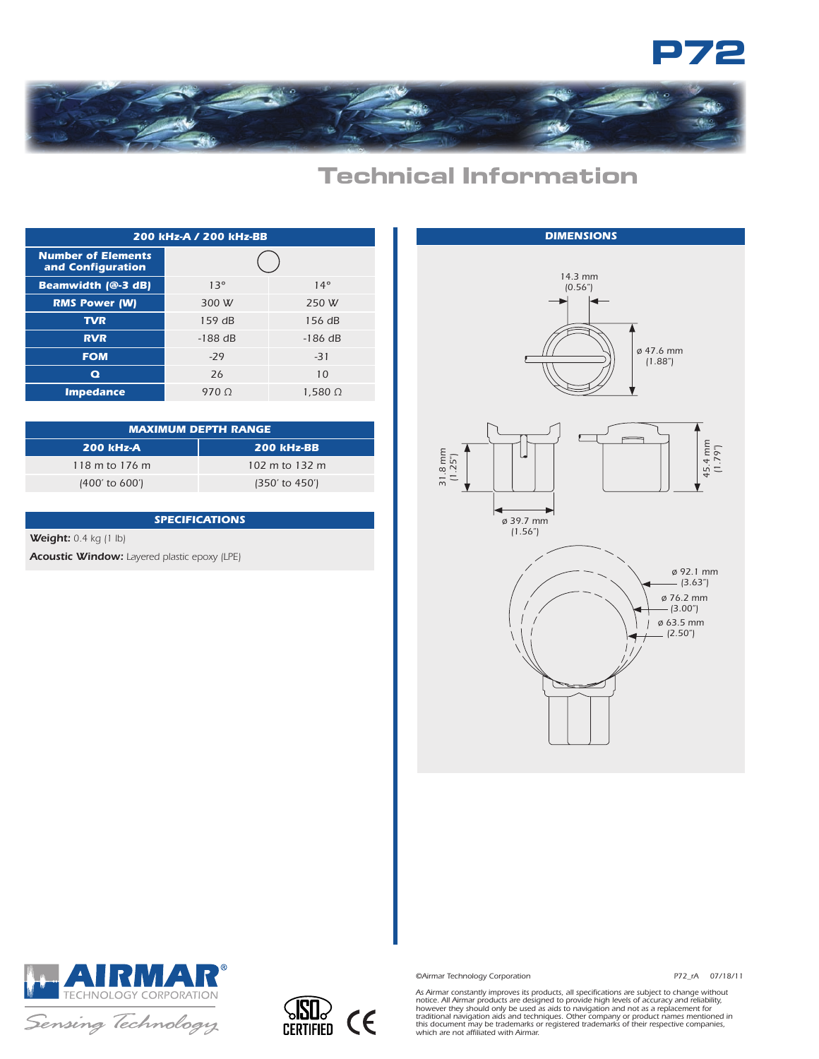# P72

## Technical Information

| 200 kHz-A / 200 kHz-BB | | |
|---|---|---|
| **Number of Elements and Configuration** | | |
| **Beamwidth (@-3 dB)** | 13° | 14° |
| **RMS Power (W)** | 300 W | 250 W |
| **TVR** | 159 dB | 156 dB |
| **RVR** | -188 dB | -186 dB |
| **FOM** | -29 | -31 |
| **Q** | 26 | 10 |
| **Impedance** | 970 Ω | 1,580 Ω |

| MAXIMUM DEPTH RANGE | |
|---|---|
| **200 kHz-A** | **200 kHz-BB** |
| 118 m to 176 m | 102 m to 132 m |
| (400' to 600') | (350' to 450') |

### SPECIFICATIONS

**Weight:** 0.4 kg (1 lb)

**Acoustic Window:** Layered plastic epoxy (LPE)

### DIMENSIONS

14.3 mm (0.56")

ø 47.6 mm (1.88")

31.8 mm (1.25")

45.4 mm (1.79")

ø 39.7 mm (1.56")

ø 92.1 mm (3.63")

ø 76.2 mm (3.00")

ø 63.5 mm (2.50")

AIRMAR® TECHNOLOGY CORPORATION

Sensing Technology

ISO CERTIFIED CE

©Airmar Technology Corporation P72_rA 07/18/11

As Airmar constantly improves its products, all specifications are subject to change without notice. All Airmar products are designed to provide high levels of accuracy and reliability, however they should only be used as aids to navigation and not as a replacement for traditional navigation aids and techniques. Other company or product names mentioned in this document may be trademarks or registered trademarks of their respective companies, which are not affiliated with Airmar.